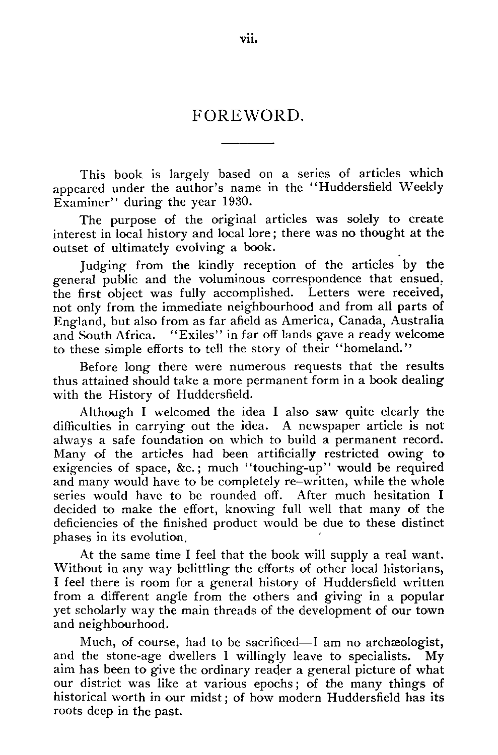# FOREWORD.

This book is largely based on a series of articles which appeared under the author's name in the "Huddersfield Weekly Examiner" during the year 1930.

The purpose of the original articles was solely to create interest in local history and local lore; there was no thought at the outset of ultimately evolving a book.

Judging from the kindly reception of the articles by the general public and the voluminous correspondence that ensued, the first object was fully accomplished. Letters were received, not only from the immediate neighbourhood and from all parts of England, but also from as far afield as America, Canada, Australia and South Africa. "Exiles" in far off lands gave a ready welcome to these simple efforts to tell the story of their "homeland."

Before long there were numerous requests that the results thus attained should take a more permanent form in a book dealing with the History of Huddersfield.

Although I welcomed the idea I also saw quite clearly the difficulties in carrying out the idea. A newspaper article is not always a safe foundation on which to build a permanent record. Many of the articles had been artificially restricted owing to exigencies of space, &c.; much "touching-up" would be required and many would have to be completely re-written, while the whole series would have to be rounded off. After much hesitation I decided to make the effort, knowing full well that many of the deficiencies of the finished product would be due to these distinct phases in its evolution.

At the same time I feel that the book will supply a real want. Without in any way belittling the efforts of other local historians, I feel there is room for a general history of Huddersfield written from a different angle from the others and giving in a popular yet scholarly way the main threads of the development of our town and neighbourhood.

Much, of course, had to be sacrificed—I am no archæologist, and the stone-age dwellers I willingly leave to specialists. My aim has been to give the ordinary reader a general picture of what our district was like at various epochs; of the many things of historical worth in our midst; of how modern Huddersfield has its roots deep in the past.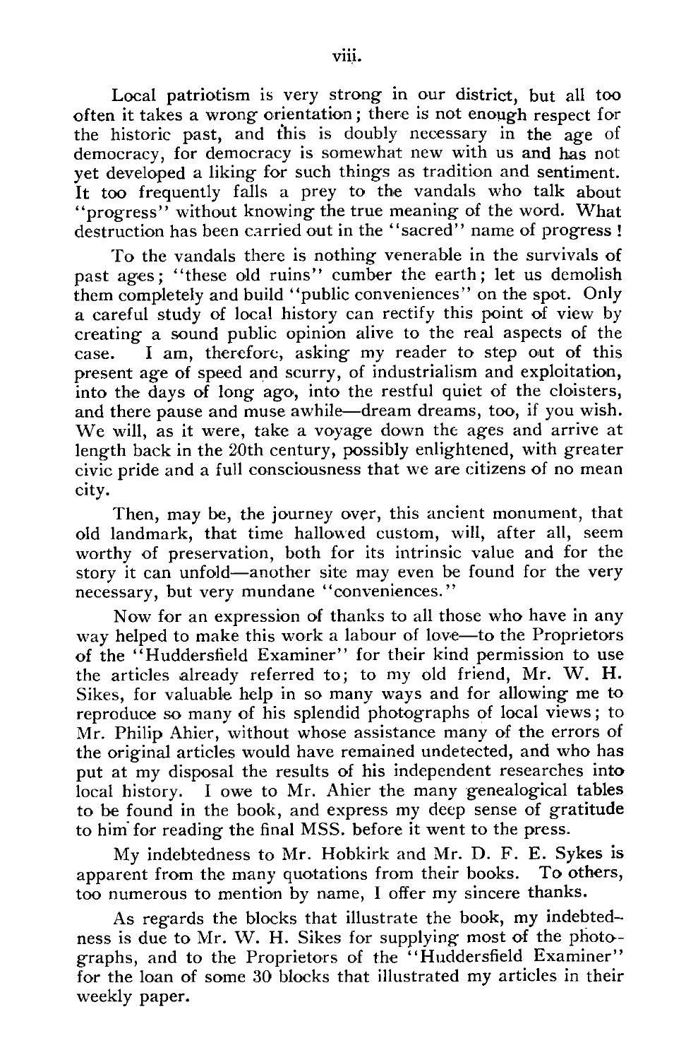Local patriotism is very strong in our district, but all too often it takes a wrong orientation; there is not enough respect for the historic past, and this is doubly necessary in the age of democracy, for democracy is somewhat new with us and has not yet developed a liking for such things as tradition and sentiment. It too frequently falls a prey to the vandals who talk about "progress" without knowing the true meaning of the word. What destruction has been carried out in the "sacred" name of progress !

To the vandals there is nothing venerable in the survivals of past ages; "these old ruins" cumber the earth; let us demolish them completely and build "public conveniences" on the spot. Only a careful study of local history can rectify this point of view by creating a sound public opinion alive to the real aspects of the case. I am, therefore, asking my reader to step out of this present age of speed and scurry, of industrialism and exploitation, into the days of long ago, into the restful quiet of the cloisters, and there pause and muse awhile—dream dreams, too, if you wish. We will, as it were, take a voyage down the ages and arrive at length back in the 20th century, possibly enlightened, with greater civic pride and a full consciousness that we are citizens of no mean city.

Then, may be, the journey over, this ancient monument, that old landmark, that time hallowed custom, will, after all, seem worthy of preservation, both for its intrinsic value and for the story it can unfold—another site may even be found for the very necessary, but very mundane "conveniences."

Now for an expression of thanks to all those who have in any way helped to make this work a labour of love—to the Proprietors of the "Huddersfield Examiner" for their kind permission to use the articles already referred to; to my old friend, Mr. W. H. Sikes, for valuable help in so many ways and for allowing me to reproduce so many of his splendid photographs of local views; to Mr. Philip Ahier, without whose assistance many of the errors of the original articles would have remained undetected, and who has put at my disposal the results of his independent researches into local history. I owe to Mr. Ahier the many genealogical tables to be found in the book, and express my deep sense of gratitude to him for reading the final MSS. before it went to the press.

My indebtedness to Mr. Hobkirk and Mr. D. F. E. Sykes is apparent from the many quotations from their books. To others, too numerous to mention by name, I offer my sincere thanks.

As regards the blocks that illustrate the book, my indebtedness is due to Mr. W. H. Sikes for supplying most of the photographs, and to the Proprietors of the "Huddersfield Examiner" for the loan of some 30 blocks that illustrated my articles in their weekly paper.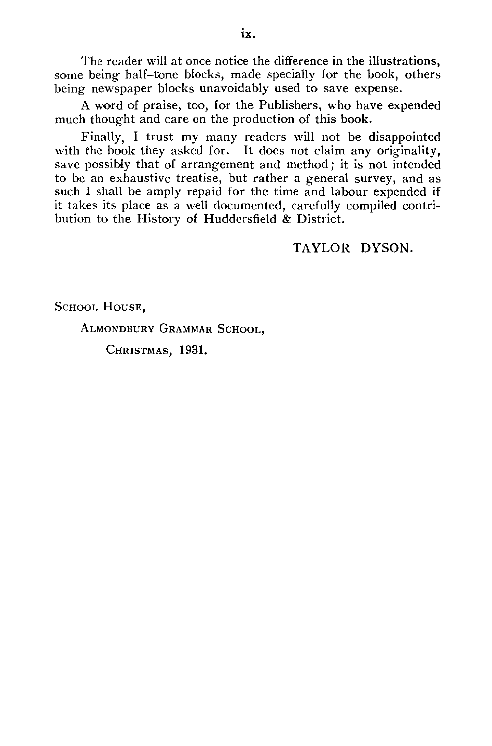The reader will at once notice the difference in the illustrations, some being half-tone blocks, made specially for the book, others being newspaper blocks unavoidably used to save expense.

A word of praise, too, for the Publishers, who have expended much thought and care on the production of this book.

Finally, I trust my many readers will not be disappointed with the book they asked for. It does not claim any originality, save possibly that of arrangement and method; it is not intended to be an exhaustive treatise, but rather a general survey, and as such I shall be amply repaid for the time and labour expended if it takes its place as a well documented, carefully compiled contribution to the History of Huddersfield & District.

TAYLOR DYSON.

School House,

Almondbury Grammar School,

Christmas, 1931.